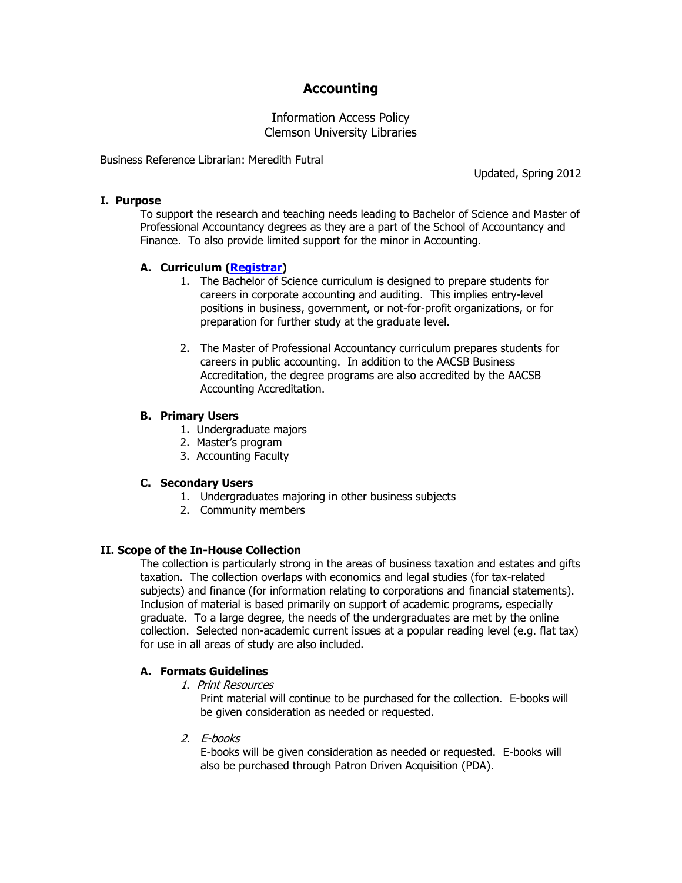# Accounting

Information Access Policy
Clemson University Libraries

Business Reference Librarian: Meredith Futral

Updated, Spring 2012

## I. Purpose

To support the research and teaching needs leading to Bachelor of Science and Master of Professional Accountancy degrees as they are a part of the School of Accountancy and Finance. To also provide limited support for the minor in Accounting.

### A. Curriculum (Registrar)

1. The Bachelor of Science curriculum is designed to prepare students for careers in corporate accounting and auditing. This implies entry-level positions in business, government, or not-for-profit organizations, or for preparation for further study at the graduate level.

2. The Master of Professional Accountancy curriculum prepares students for careers in public accounting. In addition to the AACSB Business Accreditation, the degree programs are also accredited by the AACSB Accounting Accreditation.

### B. Primary Users

1. Undergraduate majors
2. Master's program
3. Accounting Faculty

### C. Secondary Users

1. Undergraduates majoring in other business subjects
2. Community members

## II. Scope of the In-House Collection

The collection is particularly strong in the areas of business taxation and estates and gifts taxation. The collection overlaps with economics and legal studies (for tax-related subjects) and finance (for information relating to corporations and financial statements). Inclusion of material is based primarily on support of academic programs, especially graduate. To a large degree, the needs of the undergraduates are met by the online collection. Selected non-academic current issues at a popular reading level (e.g. flat tax) for use in all areas of study are also included.

### A. Formats Guidelines

1. *Print Resources*

   Print material will continue to be purchased for the collection. E-books will be given consideration as needed or requested.

2. *E-books*

   E-books will be given consideration as needed or requested. E-books will also be purchased through Patron Driven Acquisition (PDA).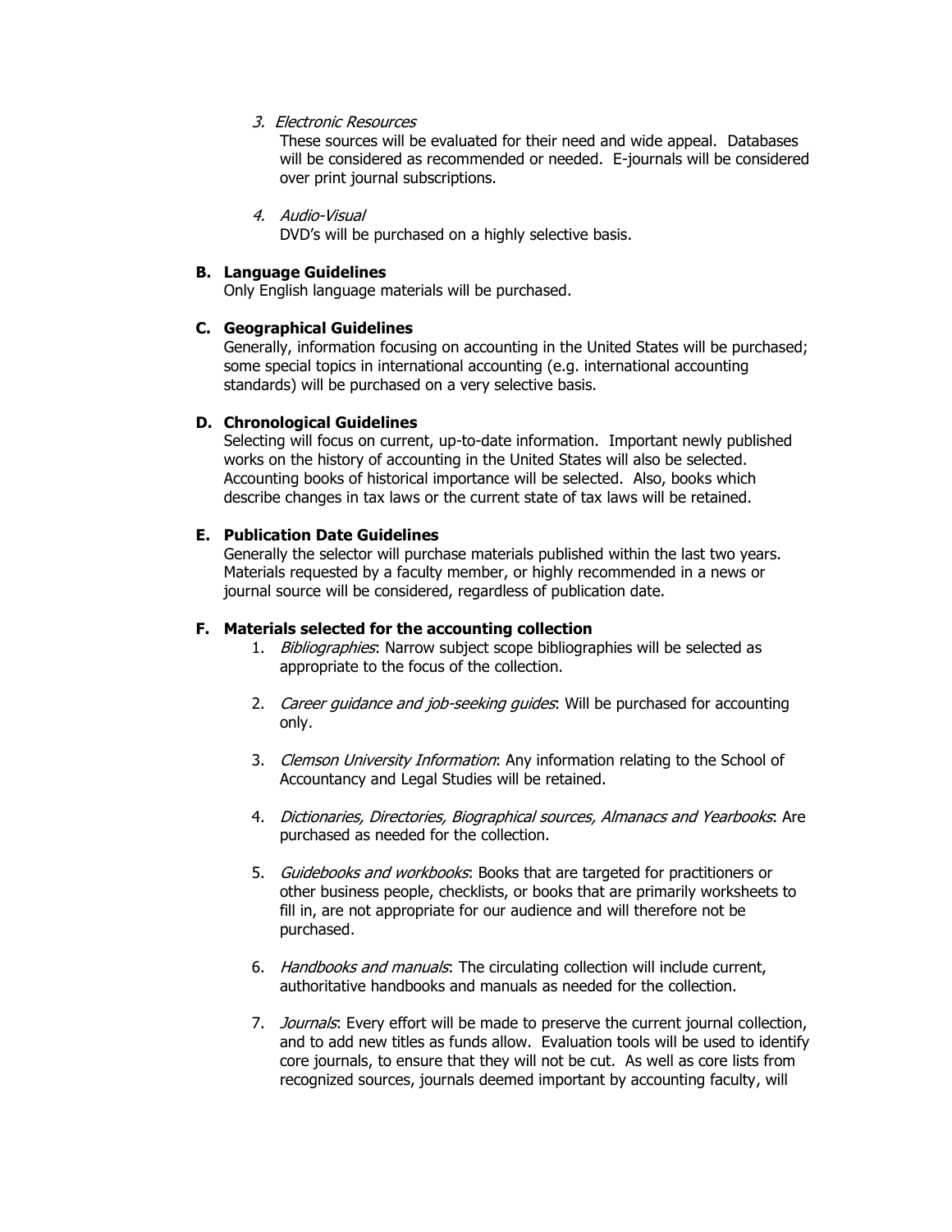3. *Electronic Resources*

   These sources will be evaluated for their need and wide appeal. Databases will be considered as recommended or needed. E-journals will be considered over print journal subscriptions.

4. *Audio-Visual*

   DVD's will be purchased on a highly selective basis.

**B. Language Guidelines**

Only English language materials will be purchased.

**C. Geographical Guidelines**

Generally, information focusing on accounting in the United States will be purchased; some special topics in international accounting (e.g. international accounting standards) will be purchased on a very selective basis.

**D. Chronological Guidelines**

Selecting will focus on current, up-to-date information. Important newly published works on the history of accounting in the United States will also be selected. Accounting books of historical importance will be selected. Also, books which describe changes in tax laws or the current state of tax laws will be retained.

**E. Publication Date Guidelines**

Generally the selector will purchase materials published within the last two years. Materials requested by a faculty member, or highly recommended in a news or journal source will be considered, regardless of publication date.

**F. Materials selected for the accounting collection**

1. *Bibliographies*: Narrow subject scope bibliographies will be selected as appropriate to the focus of the collection.

2. *Career guidance and job-seeking guides*: Will be purchased for accounting only.

3. *Clemson University Information*: Any information relating to the School of Accountancy and Legal Studies will be retained.

4. *Dictionaries, Directories, Biographical sources, Almanacs and Yearbooks*: Are purchased as needed for the collection.

5. *Guidebooks and workbooks*: Books that are targeted for practitioners or other business people, checklists, or books that are primarily worksheets to fill in, are not appropriate for our audience and will therefore not be purchased.

6. *Handbooks and manuals*: The circulating collection will include current, authoritative handbooks and manuals as needed for the collection.

7. *Journals*: Every effort will be made to preserve the current journal collection, and to add new titles as funds allow. Evaluation tools will be used to identify core journals, to ensure that they will not be cut. As well as core lists from recognized sources, journals deemed important by accounting faculty, will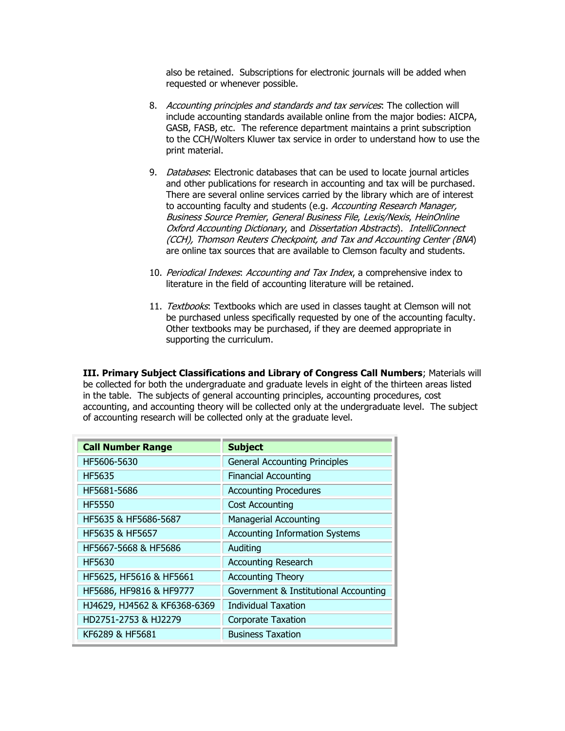also be retained. Subscriptions for electronic journals will be added when requested or whenever possible.

8. *Accounting principles and standards and tax services*: The collection will include accounting standards available online from the major bodies: AICPA, GASB, FASB, etc. The reference department maintains a print subscription to the CCH/Wolters Kluwer tax service in order to understand how to use the print material.

9. *Databases*: Electronic databases that can be used to locate journal articles and other publications for research in accounting and tax will be purchased. There are several online services carried by the library which are of interest to accounting faculty and students (e.g. *Accounting Research Manager, Business Source Premier*, *General Business File*, *Lexis/Nexis*, *HeinOnline Oxford Accounting Dictionary*, and *Dissertation Abstracts*). *IntelliConnect (CCH), Thomson Reuters Checkpoint, and Tax and Accounting Center (BNA*) are online tax sources that are available to Clemson faculty and students.

10. *Periodical Indexes*: *Accounting and Tax Index*, a comprehensive index to literature in the field of accounting literature will be retained.

11. *Textbooks*: Textbooks which are used in classes taught at Clemson will not be purchased unless specifically requested by one of the accounting faculty. Other textbooks may be purchased, if they are deemed appropriate in supporting the curriculum.

**III. Primary Subject Classifications and Library of Congress Call Numbers**; Materials will be collected for both the undergraduate and graduate levels in eight of the thirteen areas listed in the table. The subjects of general accounting principles, accounting procedures, cost accounting, and accounting theory will be collected only at the undergraduate level. The subject of accounting research will be collected only at the graduate level.

| Call Number Range | Subject |
|---|---|
| HF5606-5630 | General Accounting Principles |
| HF5635 | Financial Accounting |
| HF5681-5686 | Accounting Procedures |
| HF5550 | Cost Accounting |
| HF5635 & HF5686-5687 | Managerial Accounting |
| HF5635 & HF5657 | Accounting Information Systems |
| HF5667-5668 & HF5686 | Auditing |
| HF5630 | Accounting Research |
| HF5625, HF5616 & HF5661 | Accounting Theory |
| HF5686, HF9816 & HF9777 | Government & Institutional Accounting |
| HJ4629, HJ4562 & KF6368-6369 | Individual Taxation |
| HD2751-2753 & HJ2279 | Corporate Taxation |
| KF6289 & HF5681 | Business Taxation |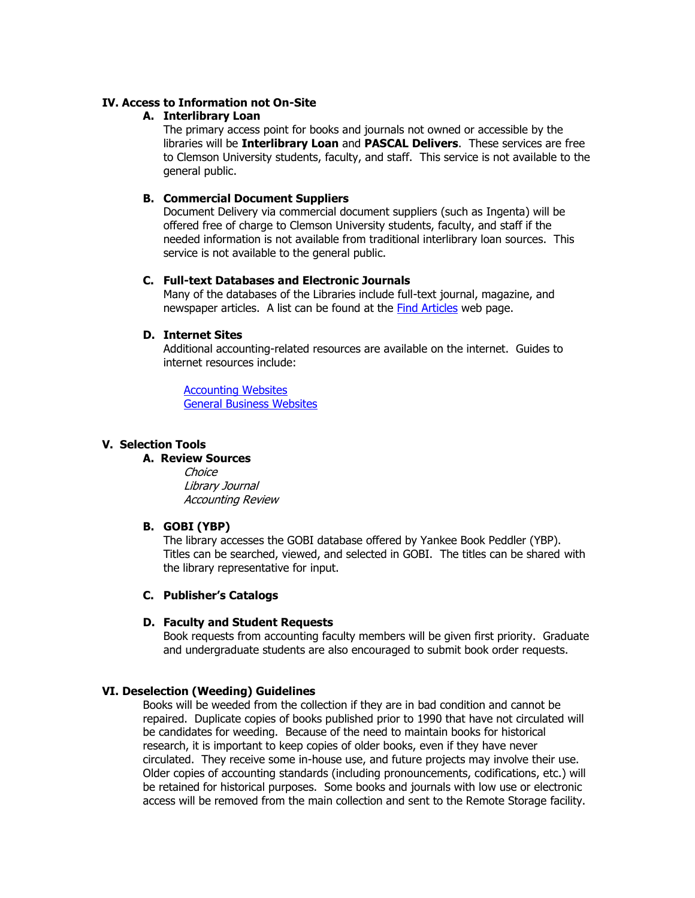## IV. Access to Information not On-Site

### A. Interlibrary Loan

The primary access point for books and journals not owned or accessible by the libraries will be **Interlibrary Loan** and **PASCAL Delivers**. These services are free to Clemson University students, faculty, and staff. This service is not available to the general public.

### B. Commercial Document Suppliers

Document Delivery via commercial document suppliers (such as Ingenta) will be offered free of charge to Clemson University students, faculty, and staff if the needed information is not available from traditional interlibrary loan sources. This service is not available to the general public.

### C. Full-text Databases and Electronic Journals

Many of the databases of the Libraries include full-text journal, magazine, and newspaper articles. A list can be found at the Find Articles web page.

### D. Internet Sites

Additional accounting-related resources are available on the internet. Guides to internet resources include:

Accounting Websites
General Business Websites

## V. Selection Tools

### A. Review Sources

*Choice*
*Library Journal*
*Accounting Review*

### B. GOBI (YBP)

The library accesses the GOBI database offered by Yankee Book Peddler (YBP). Titles can be searched, viewed, and selected in GOBI. The titles can be shared with the library representative for input.

### C. Publisher's Catalogs

### D. Faculty and Student Requests

Book requests from accounting faculty members will be given first priority. Graduate and undergraduate students are also encouraged to submit book order requests.

## VI. Deselection (Weeding) Guidelines

Books will be weeded from the collection if they are in bad condition and cannot be repaired. Duplicate copies of books published prior to 1990 that have not circulated will be candidates for weeding. Because of the need to maintain books for historical research, it is important to keep copies of older books, even if they have never circulated. They receive some in-house use, and future projects may involve their use. Older copies of accounting standards (including pronouncements, codifications, etc.) will be retained for historical purposes. Some books and journals with low use or electronic access will be removed from the main collection and sent to the Remote Storage facility.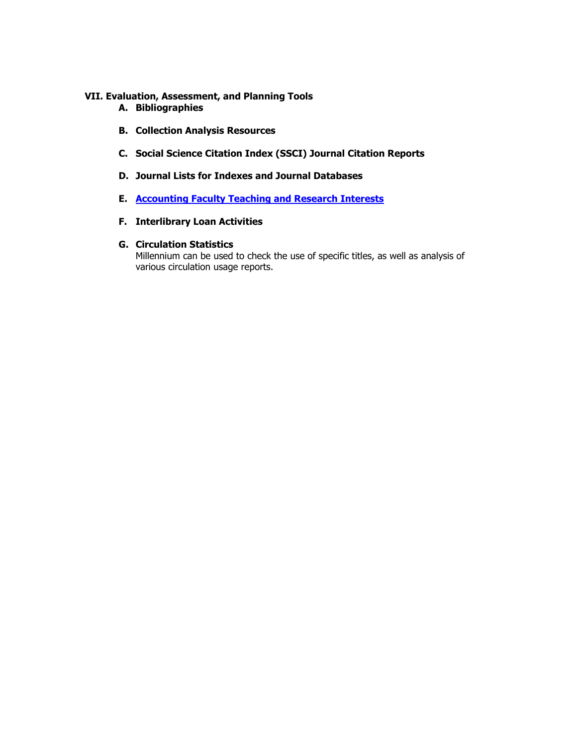## VII. Evaluation, Assessment, and Planning Tools

A. **Bibliographies**

B. **Collection Analysis Resources**

C. **Social Science Citation Index (SSCI) Journal Citation Reports**

D. **Journal Lists for Indexes and Journal Databases**

E. **Accounting Faculty Teaching and Research Interests**

F. **Interlibrary Loan Activities**

G. **Circulation Statistics**
   Millennium can be used to check the use of specific titles, as well as analysis of various circulation usage reports.